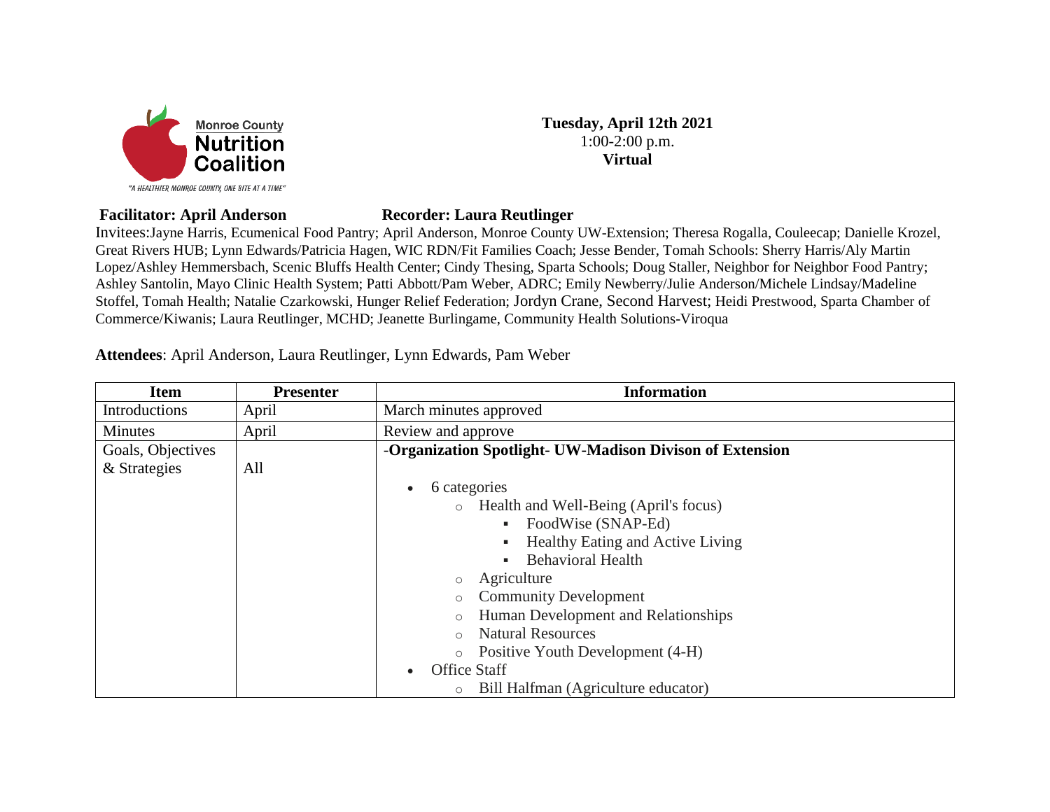Monroe County **Nutrition Coalition**

"A HEALTHIER MONROE COUNTY, ONE BITE AT A TIME"

**Tuesday, April 12th 2021**
1:00-2:00 p.m.
**Virtual**

**Facilitator: April Anderson** **Recorder: Laura Reutlinger**

Invitees:Jayne Harris, Ecumenical Food Pantry; April Anderson, Monroe County UW-Extension; Theresa Rogalla, Couleecap; Danielle Krozel, Great Rivers HUB; Lynn Edwards/Patricia Hagen, WIC RDN/Fit Families Coach; Jesse Bender, Tomah Schools: Sherry Harris/Aly Martin Lopez/Ashley Hemmersbach, Scenic Bluffs Health Center; Cindy Thesing, Sparta Schools; Doug Staller, Neighbor for Neighbor Food Pantry; Ashley Santolin, Mayo Clinic Health System; Patti Abbott/Pam Weber, ADRC; Emily Newberry/Julie Anderson/Michele Lindsay/Madeline Stoffel, Tomah Health; Natalie Czarkowski, Hunger Relief Federation; Jordyn Crane, Second Harvest; Heidi Prestwood, Sparta Chamber of Commerce/Kiwanis; Laura Reutlinger, MCHD; Jeanette Burlingame, Community Health Solutions-Viroqua

**Attendees**: April Anderson, Laura Reutlinger, Lynn Edwards, Pam Weber

| Item | Presenter | Information |
|---|---|---|
| Introductions | April | March minutes approved |
| Minutes | April | Review and approve |
| Goals, Objectives & Strategies | All | **-Organization Spotlight- UW-Madison Divison of Extension**<br>• 6 categories<br>&nbsp;&nbsp;&nbsp;&nbsp;○ Health and Well-Being (April's focus)<br>&nbsp;&nbsp;&nbsp;&nbsp;&nbsp;&nbsp;&nbsp;&nbsp;▪ FoodWise (SNAP-Ed)<br>&nbsp;&nbsp;&nbsp;&nbsp;&nbsp;&nbsp;&nbsp;&nbsp;▪ Healthy Eating and Active Living<br>&nbsp;&nbsp;&nbsp;&nbsp;&nbsp;&nbsp;&nbsp;&nbsp;▪ Behavioral Health<br>&nbsp;&nbsp;&nbsp;&nbsp;○ Agriculture<br>&nbsp;&nbsp;&nbsp;&nbsp;○ Community Development<br>&nbsp;&nbsp;&nbsp;&nbsp;○ Human Development and Relationships<br>&nbsp;&nbsp;&nbsp;&nbsp;○ Natural Resources<br>&nbsp;&nbsp;&nbsp;&nbsp;○ Positive Youth Development (4-H)<br>• Office Staff<br>&nbsp;&nbsp;&nbsp;&nbsp;○ Bill Halfman (Agriculture educator) |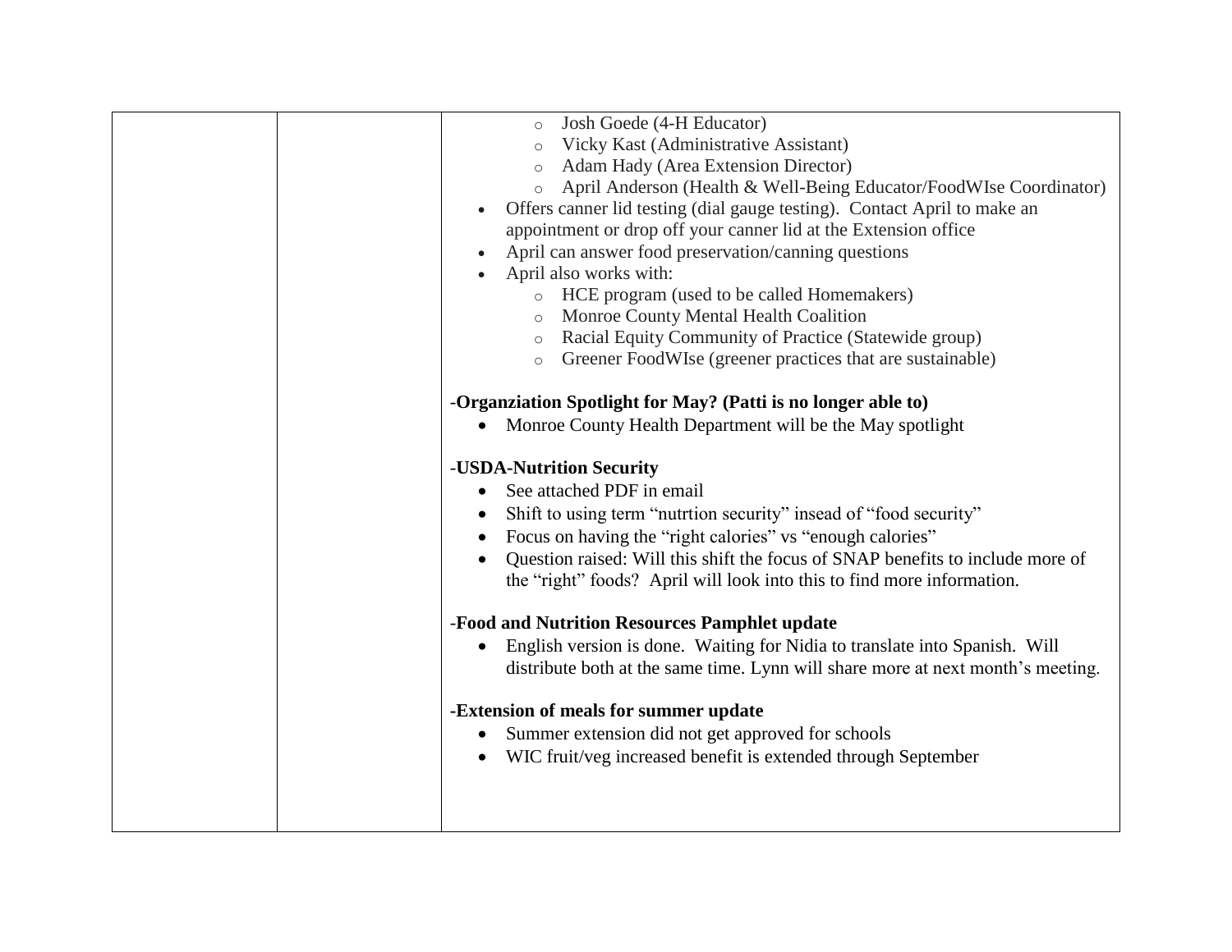| | | <ul><li>Josh Goede (4-H Educator)</li><li>Vicky Kast (Administrative Assistant)</li><li>Adam Hady (Area Extension Director)</li><li>April Anderson (Health & Well-Being Educator/FoodWIse Coordinator)</li></ul><ul><li>Offers canner lid testing (dial gauge testing). Contact April to make an appointment or drop off your canner lid at the Extension office</li><li>April can answer food preservation/canning questions</li><li>April also works with:<ul><li>HCE program (used to be called Homemakers)</li><li>Monroe County Mental Health Coalition</li><li>Racial Equity Community of Practice (Statewide group)</li><li>Greener FoodWIse (greener practices that are sustainable)</li></ul></li></ul>-**Organziation Spotlight for May? (Patti is no longer able to)**<ul><li>Monroe County Health Department will be the May spotlight</li></ul>-**USDA-Nutrition Security**<ul><li>See attached PDF in email</li><li>Shift to using term "nutrtion security" insead of "food security"</li><li>Focus on having the "right calories" vs "enough calories"</li><li>Question raised: Will this shift the focus of SNAP benefits to include more of the "right" foods? April will look into this to find more information.</li></ul>-**Food and Nutrition Resources Pamphlet update**<ul><li>English version is done. Waiting for Nidia to translate into Spanish. Will distribute both at the same time. Lynn will share more at next month's meeting.</li></ul>**-Extension of meals for summer update**<ul><li>Summer extension did not get approved for schools</li><li>WIC fruit/veg increased benefit is extended through September</li></ul> |
|---|---|---|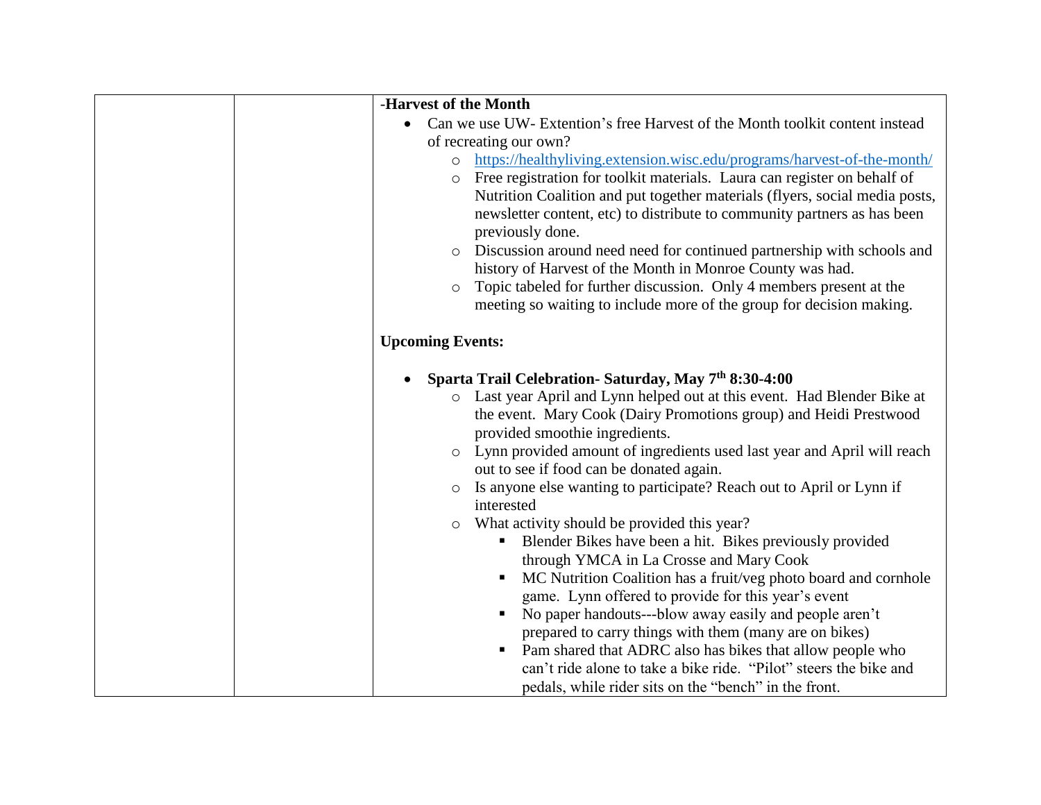| | | -**Harvest of the Month**<br>• Can we use UW- Extention's free Harvest of the Month toolkit content instead of recreating our own?<br>  ○ https://healthyliving.extension.wisc.edu/programs/harvest-of-the-month/<br>  ○ Free registration for toolkit materials. Laura can register on behalf of Nutrition Coalition and put together materials (flyers, social media posts, newsletter content, etc) to distribute to community partners as has been previously done.<br>  ○ Discussion around need need for continued partnership with schools and history of Harvest of the Month in Monroe County was had.<br>  ○ Topic tabeled for further discussion. Only 4 members present at the meeting so waiting to include more of the group for decision making.<br><br>**Upcoming Events:**<br><br>• **Sparta Trail Celebration- Saturday, May 7th 8:30-4:00**<br>  ○ Last year April and Lynn helped out at this event. Had Blender Bike at the event. Mary Cook (Dairy Promotions group) and Heidi Prestwood provided smoothie ingredients.<br>  ○ Lynn provided amount of ingredients used last year and April will reach out to see if food can be donated again.<br>  ○ Is anyone else wanting to participate? Reach out to April or Lynn if interested<br>  ○ What activity should be provided this year?<br>    ▪ Blender Bikes have been a hit. Bikes previously provided through YMCA in La Crosse and Mary Cook<br>    ▪ MC Nutrition Coalition has a fruit/veg photo board and cornhole game. Lynn offered to provide for this year's event<br>    ▪ No paper handouts---blow away easily and people aren't prepared to carry things with them (many are on bikes)<br>    ▪ Pam shared that ADRC also has bikes that allow people who can't ride alone to take a bike ride. "Pilot" steers the bike and pedals, while rider sits on the "bench" in the front. |
|---|---|---|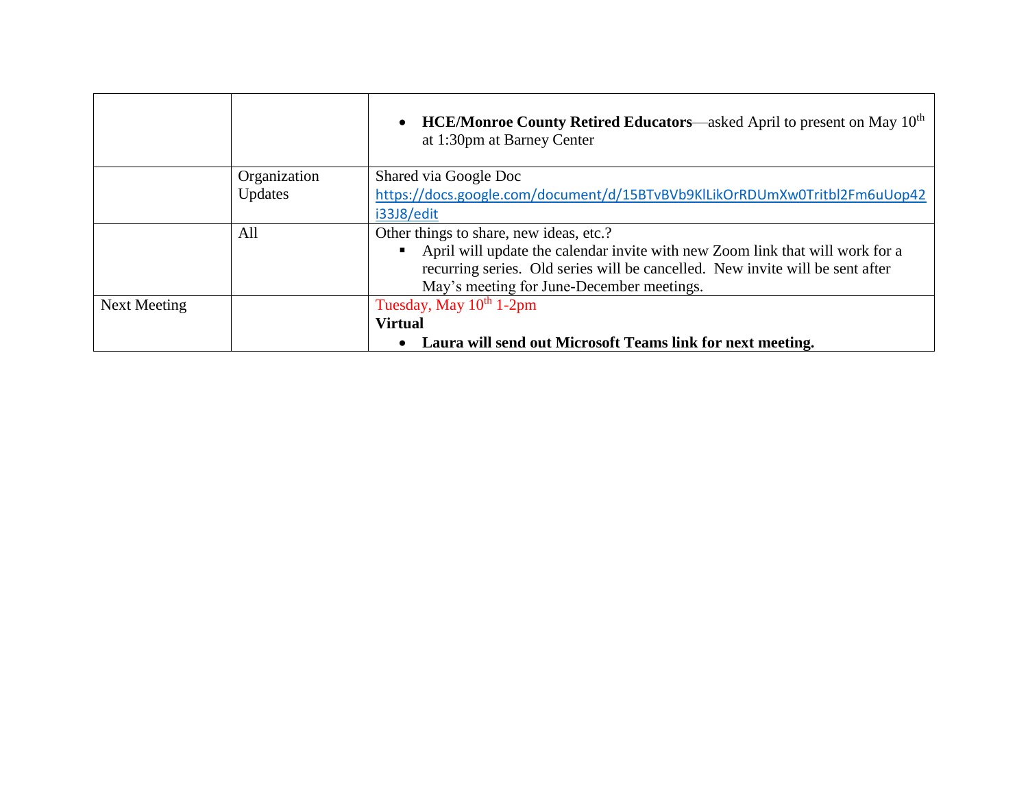| | | |
|---|---|---|
| | | • **HCE/Monroe County Retired Educators**—asked April to present on May 10th at 1:30pm at Barney Center |
| | Organization Updates | Shared via Google Doc https://docs.google.com/document/d/15BTvBVb9KlLikOrRDUmXw0Tritbl2Fm6uUop42i33J8/edit |
| | All | Other things to share, new ideas, etc.? ▪ April will update the calendar invite with new Zoom link that will work for a recurring series. Old series will be cancelled. New invite will be sent after May's meeting for June-December meetings. |
| Next Meeting | | Tuesday, May 10th 1-2pm **Virtual** • **Laura will send out Microsoft Teams link for next meeting.** |